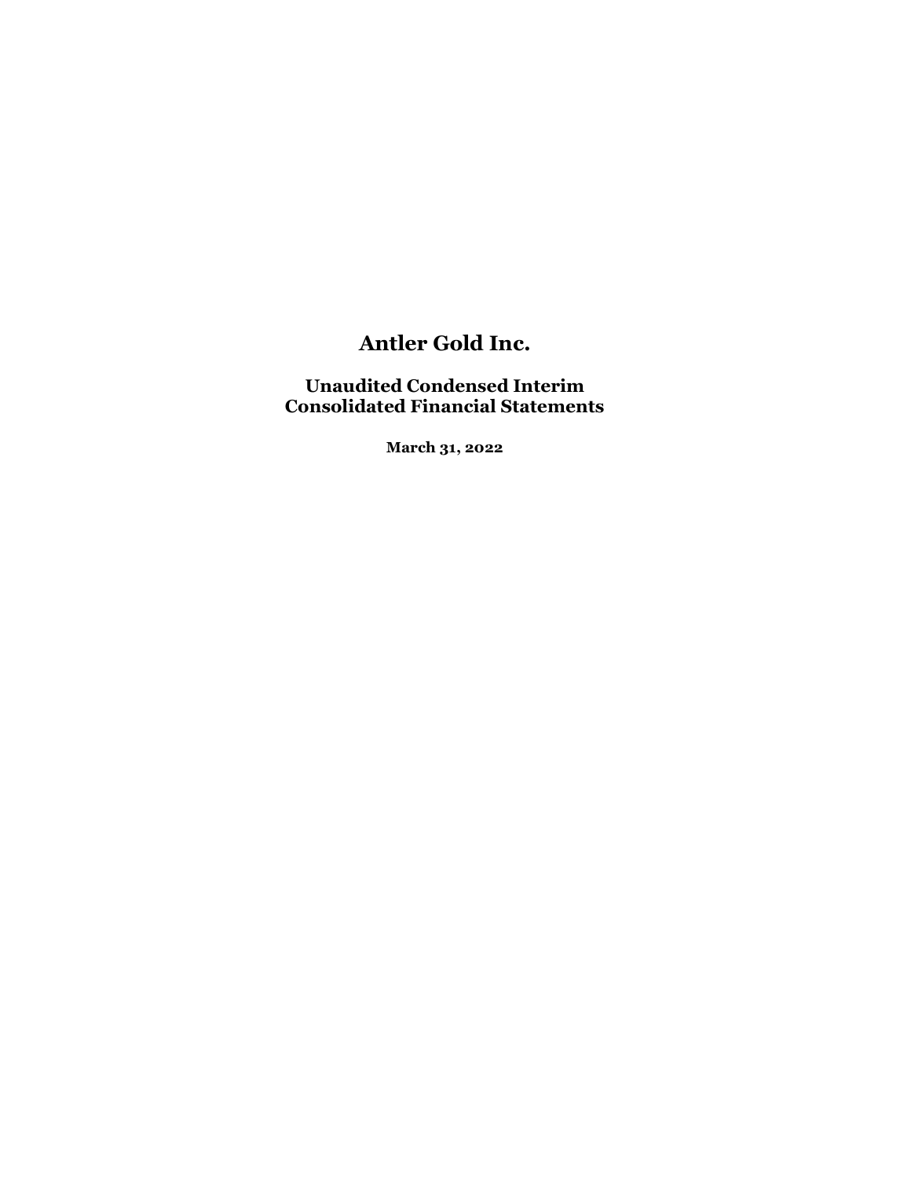# Antler Gold Inc.

## Unaudited Condensed Interim Consolidated Financial Statements

**March 31, 2022**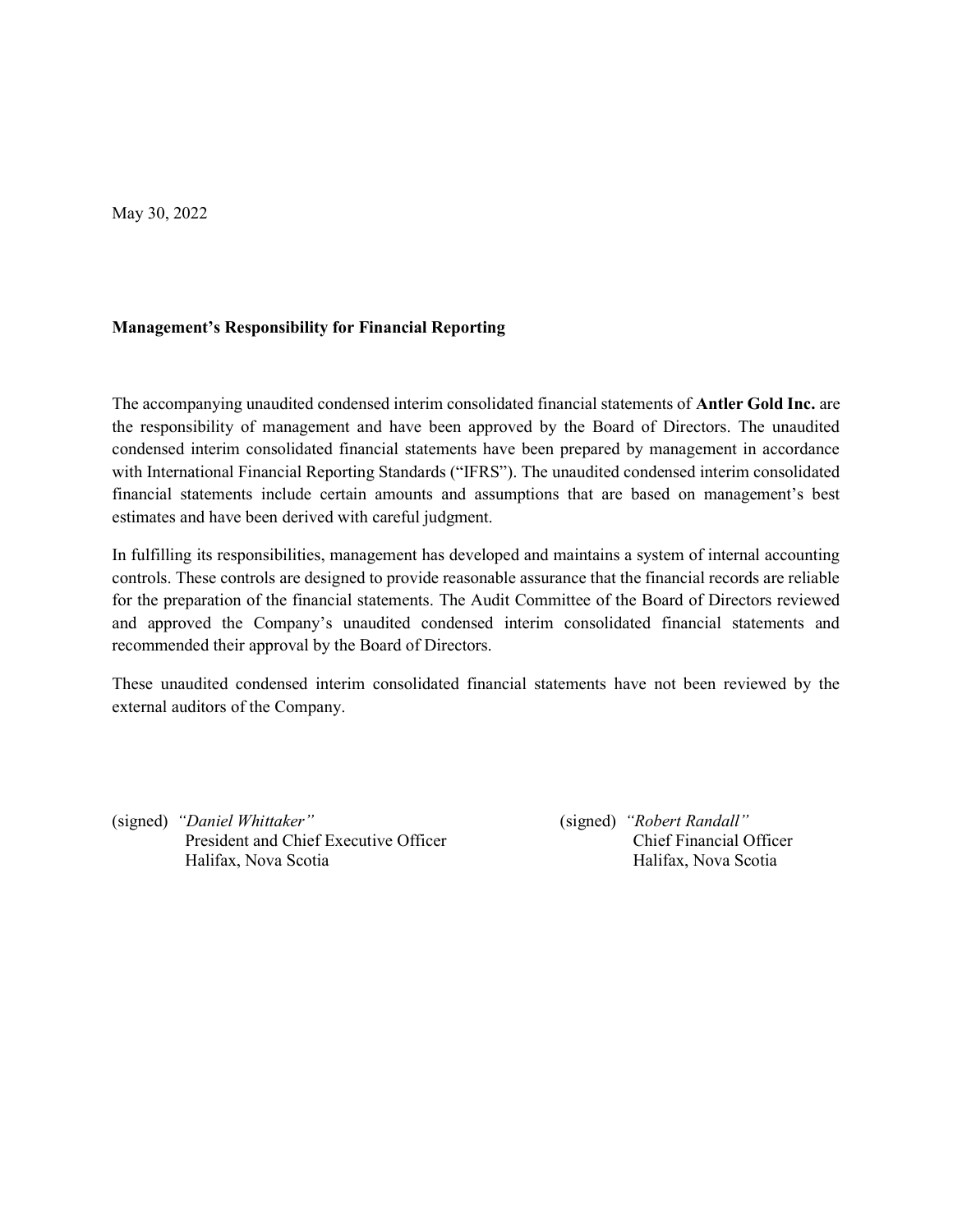May 30, 2022

## Management's Responsibility for Financial Reporting

The accompanying unaudited condensed interim consolidated financial statements of **Antler Gold Inc.** are the responsibility of management and have been approved by the Board of Directors. The unaudited condensed interim consolidated financial statements have been prepared by management in accordance with International Financial Reporting Standards ("IFRS"). The unaudited condensed interim consolidated financial statements include certain amounts and assumptions that are based on management's best estimates and have been derived with careful judgment.

In fulfilling its responsibilities, management has developed and maintains a system of internal accounting controls. These controls are designed to provide reasonable assurance that the financial records are reliable for the preparation of the financial statements. The Audit Committee of the Board of Directors reviewed and approved the Company's unaudited condensed interim consolidated financial statements and recommended their approval by the Board of Directors.

These unaudited condensed interim consolidated financial statements have not been reviewed by the external auditors of the Company.

(signed) *"Daniel Whittaker"*
President and Chief Executive Officer
Halifax, Nova Scotia

(signed) *"Robert Randall"*
Chief Financial Officer
Halifax, Nova Scotia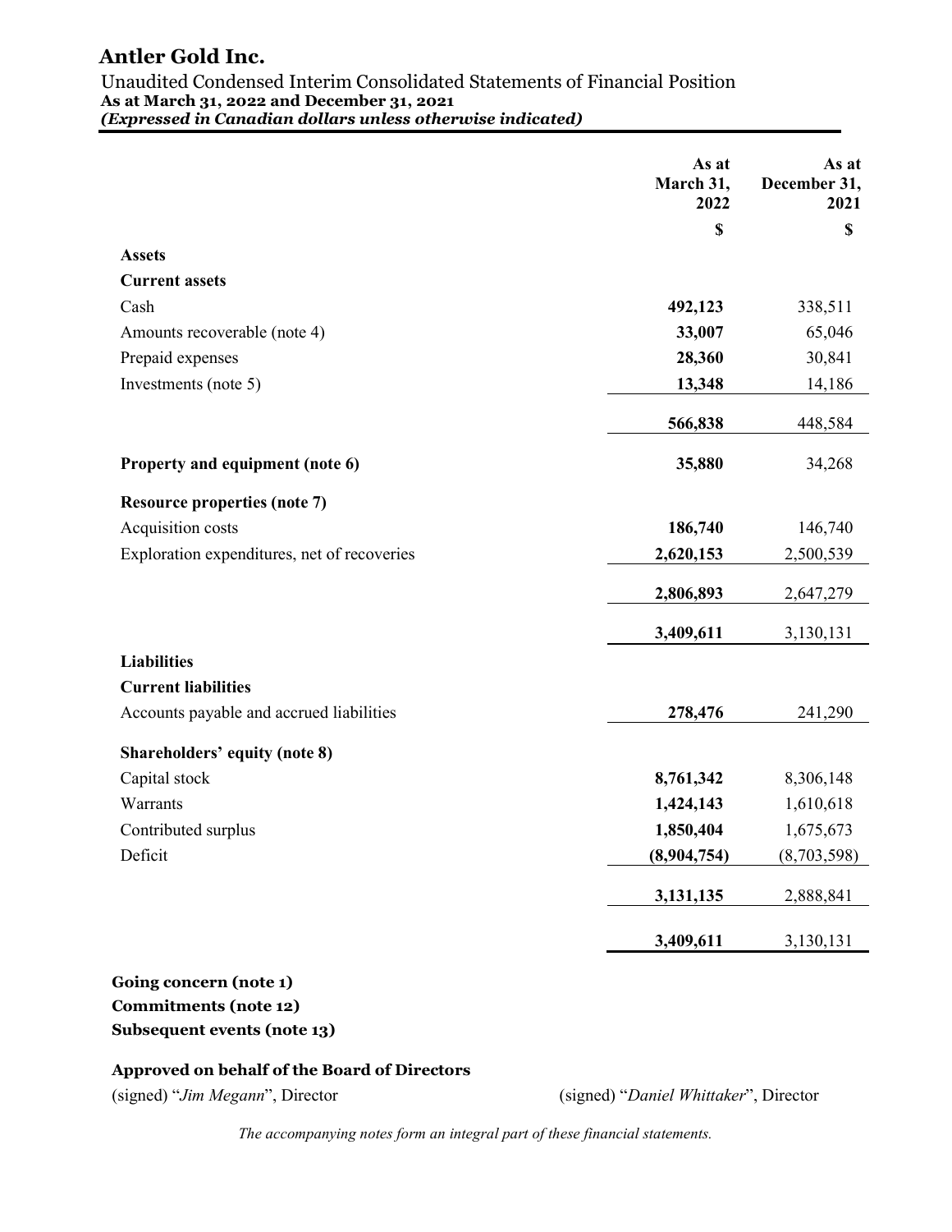# Antler Gold Inc.

Unaudited Condensed Interim Consolidated Statements of Financial Position
**As at March 31, 2022 and December 31, 2021**
***(Expressed in Canadian dollars unless otherwise indicated)***

| | As at March 31, 2022 | As at December 31, 2021 |
|---|---|---|
| | $ | $ |
| **Assets** | | |
| **Current assets** | | |
| Cash | **492,123** | 338,511 |
| Amounts recoverable (note 4) | **33,007** | 65,046 |
| Prepaid expenses | **28,360** | 30,841 |
| Investments (note 5) | **13,348** | 14,186 |
| | **566,838** | 448,584 |
| **Property and equipment (note 6)** | **35,880** | 34,268 |
| **Resource properties (note 7)** | | |
| Acquisition costs | **186,740** | 146,740 |
| Exploration expenditures, net of recoveries | **2,620,153** | 2,500,539 |
| | **2,806,893** | 2,647,279 |
| | **3,409,611** | 3,130,131 |
| **Liabilities** | | |
| **Current liabilities** | | |
| Accounts payable and accrued liabilities | **278,476** | 241,290 |
| **Shareholders' equity (note 8)** | | |
| Capital stock | **8,761,342** | 8,306,148 |
| Warrants | **1,424,143** | 1,610,618 |
| Contributed surplus | **1,850,404** | 1,675,673 |
| Deficit | **(8,904,754)** | (8,703,598) |
| | **3,131,135** | 2,888,841 |
| | **3,409,611** | 3,130,131 |

**Going concern (note 1)**
**Commitments (note 12)**
**Subsequent events (note 13)**

**Approved on behalf of the Board of Directors**

(signed) "*Jim Megann*", Director

(signed) "*Daniel Whittaker*", Director

*The accompanying notes form an integral part of these financial statements.*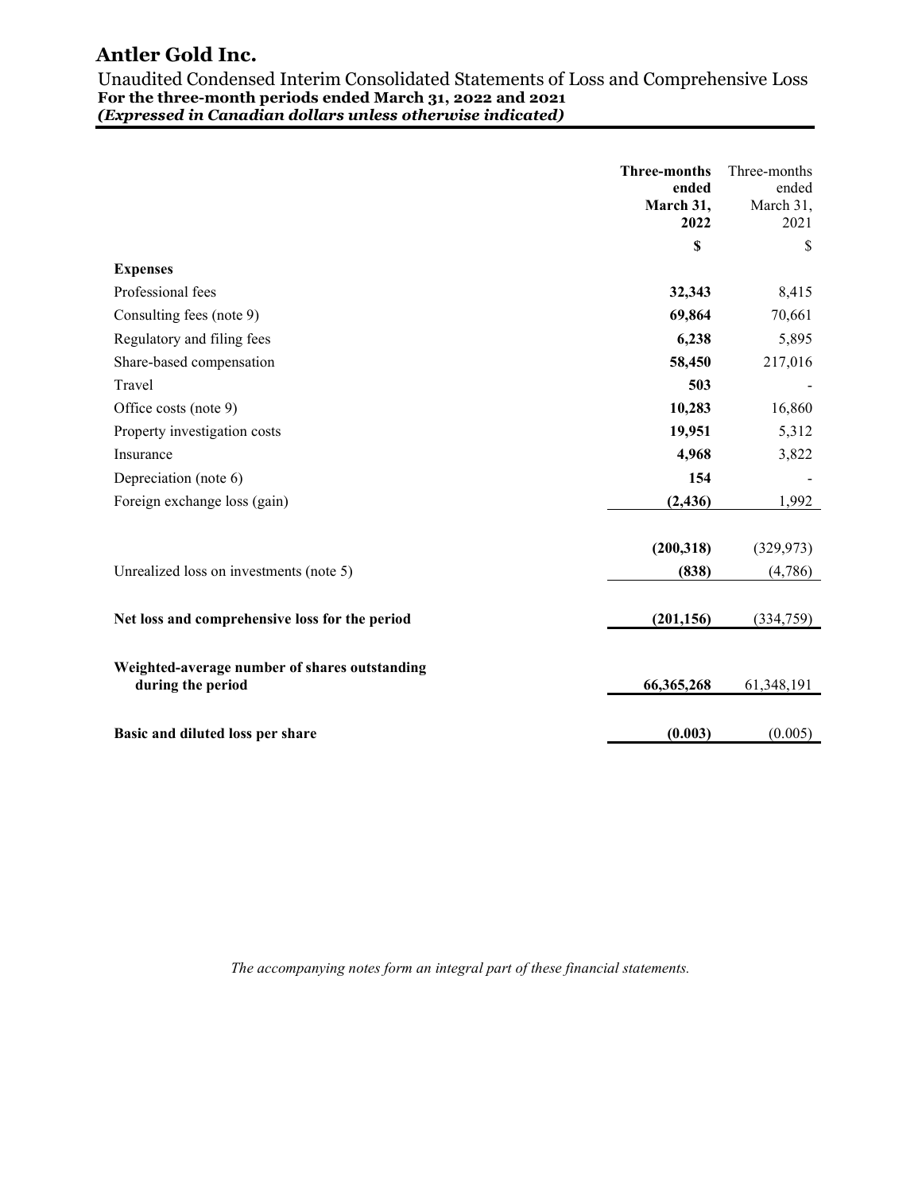# Antler Gold Inc.

Unaudited Condensed Interim Consolidated Statements of Loss and Comprehensive Loss
**For the three-month periods ended March 31, 2022 and 2021**
***(Expressed in Canadian dollars unless otherwise indicated)***

| | **Three-months ended March 31, 2022** | Three-months ended March 31, 2021 |
|---|---|---|
| | **$** | $ |
| **Expenses** | | |
| Professional fees | **32,343** | 8,415 |
| Consulting fees (note 9) | **69,864** | 70,661 |
| Regulatory and filing fees | **6,238** | 5,895 |
| Share-based compensation | **58,450** | 217,016 |
| Travel | **503** | - |
| Office costs (note 9) | **10,283** | 16,860 |
| Property investigation costs | **19,951** | 5,312 |
| Insurance | **4,968** | 3,822 |
| Depreciation (note 6) | **154** | - |
| Foreign exchange loss (gain) | **(2,436)** | 1,992 |
| | **(200,318)** | (329,973) |
| Unrealized loss on investments (note 5) | **(838)** | (4,786) |
| **Net loss and comprehensive loss for the period** | **(201,156)** | (334,759) |
| **Weighted-average number of shares outstanding during the period** | **66,365,268** | 61,348,191 |
| **Basic and diluted loss per share** | **(0.003)** | (0.005) |

*The accompanying notes form an integral part of these financial statements.*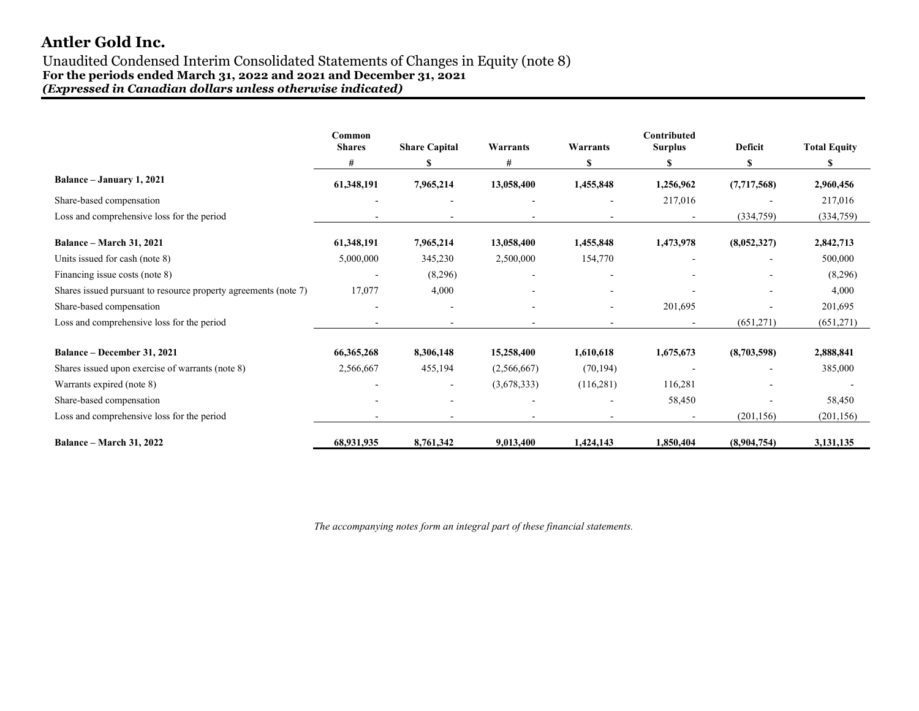# Antler Gold Inc.

Unaudited Condensed Interim Consolidated Statements of Changes in Equity (note 8)
**For the periods ended March 31, 2022 and 2021 and December 31, 2021**
***(Expressed in Canadian dollars unless otherwise indicated)***

| | Common Shares | Share Capital | Warrants | Warrants | Contributed Surplus | Deficit | Total Equity |
|---|---|---|---|---|---|---|---|
| | # | $ | # | $ | $ | $ | $ |
| **Balance – January 1, 2021** | **61,348,191** | **7,965,214** | **13,058,400** | **1,455,848** | **1,256,962** | **(7,717,568)** | **2,960,456** |
| Share-based compensation | - | - | - | - | 217,016 | - | 217,016 |
| Loss and comprehensive loss for the period | - | - | - | - | - | (334,759) | (334,759) |
| **Balance – March 31, 2021** | **61,348,191** | **7,965,214** | **13,058,400** | **1,455,848** | **1,473,978** | **(8,052,327)** | **2,842,713** |
| Units issued for cash (note 8) | 5,000,000 | 345,230 | 2,500,000 | 154,770 | - | - | 500,000 |
| Financing issue costs (note 8) | - | (8,296) | - | - | - | - | (8,296) |
| Shares issued pursuant to resource property agreements (note 7) | 17,077 | 4,000 | - | - | - | - | 4,000 |
| Share-based compensation | - | - | - | - | 201,695 | - | 201,695 |
| Loss and comprehensive loss for the period | - | - | - | - | - | (651,271) | (651,271) |
| **Balance – December 31, 2021** | **66,365,268** | **8,306,148** | **15,258,400** | **1,610,618** | **1,675,673** | **(8,703,598)** | **2,888,841** |
| Shares issued upon exercise of warrants (note 8) | 2,566,667 | 455,194 | (2,566,667) | (70,194) | - | - | 385,000 |
| Warrants expired (note 8) | - | - | (3,678,333) | (116,281) | 116,281 | - | - |
| Share-based compensation | - | - | - | - | 58,450 | - | 58,450 |
| Loss and comprehensive loss for the period | - | - | - | - | - | (201,156) | (201,156) |
| **Balance – March 31, 2022** | **68,931,935** | **8,761,342** | **9,013,400** | **1,424,143** | **1,850,404** | **(8,904,754)** | **3,131,135** |

*The accompanying notes form an integral part of these financial statements.*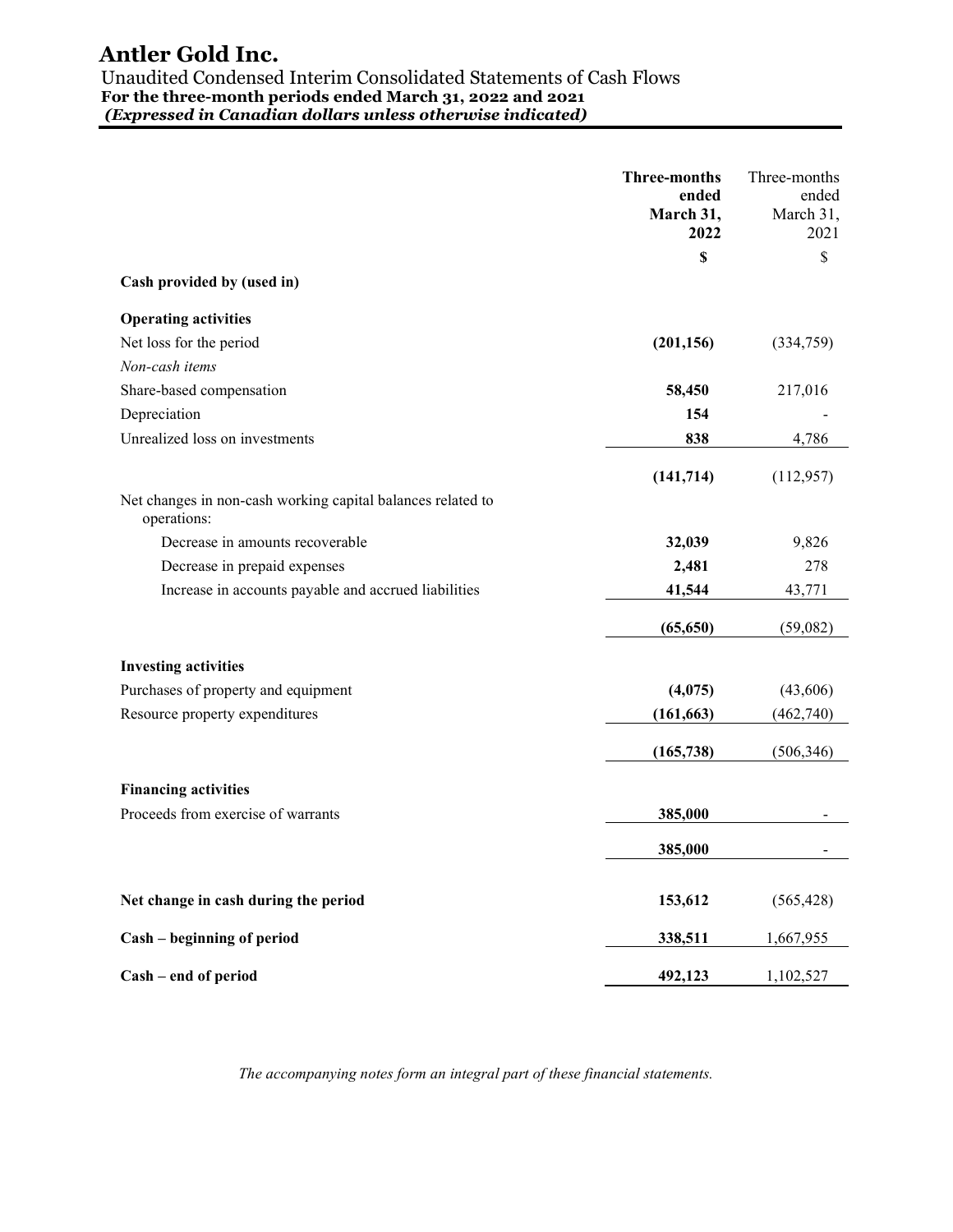# Antler Gold Inc.

Unaudited Condensed Interim Consolidated Statements of Cash Flows
**For the three-month periods ended March 31, 2022 and 2021**
***(Expressed in Canadian dollars unless otherwise indicated)***

| | **Three-months ended March 31, 2022** | Three-months ended March 31, 2021 |
|---|---|---|
| | **$** | $ |
| **Cash provided by (used in)** | | |
| **Operating activities** | | |
| Net loss for the period | **(201,156)** | (334,759) |
| *Non-cash items* | | |
| Share-based compensation | **58,450** | 217,016 |
| Depreciation | **154** | - |
| Unrealized loss on investments | **838** | 4,786 |
| | **(141,714)** | (112,957) |
| Net changes in non-cash working capital balances related to operations: | | |
| Decrease in amounts recoverable | **32,039** | 9,826 |
| Decrease in prepaid expenses | **2,481** | 278 |
| Increase in accounts payable and accrued liabilities | **41,544** | 43,771 |
| | **(65,650)** | (59,082) |
| **Investing activities** | | |
| Purchases of property and equipment | **(4,075)** | (43,606) |
| Resource property expenditures | **(161,663)** | (462,740) |
| | **(165,738)** | (506,346) |
| **Financing activities** | | |
| Proceeds from exercise of warrants | **385,000** | - |
| | **385,000** | - |
| **Net change in cash during the period** | **153,612** | (565,428) |
| **Cash – beginning of period** | **338,511** | 1,667,955 |
| **Cash – end of period** | **492,123** | 1,102,527 |

*The accompanying notes form an integral part of these financial statements.*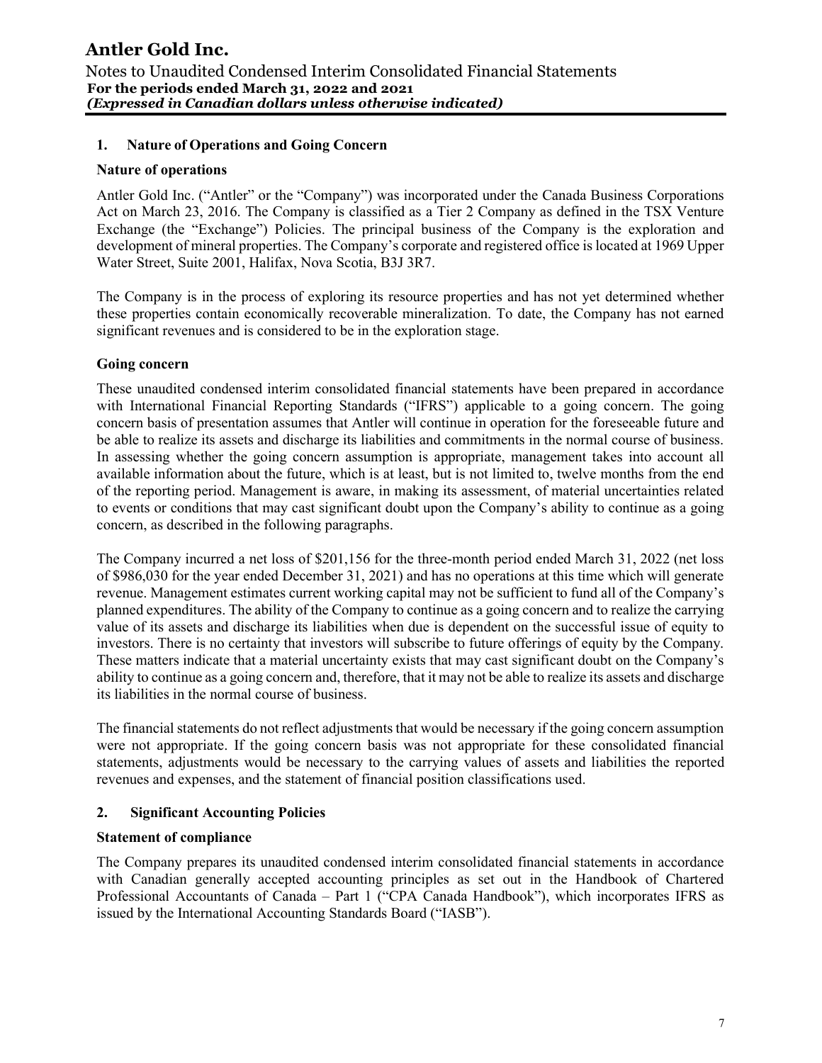## 1. Nature of Operations and Going Concern

### Nature of operations

Antler Gold Inc. ("Antler" or the "Company") was incorporated under the Canada Business Corporations Act on March 23, 2016. The Company is classified as a Tier 2 Company as defined in the TSX Venture Exchange (the "Exchange") Policies. The principal business of the Company is the exploration and development of mineral properties. The Company's corporate and registered office is located at 1969 Upper Water Street, Suite 2001, Halifax, Nova Scotia, B3J 3R7.

The Company is in the process of exploring its resource properties and has not yet determined whether these properties contain economically recoverable mineralization. To date, the Company has not earned significant revenues and is considered to be in the exploration stage.

### Going concern

These unaudited condensed interim consolidated financial statements have been prepared in accordance with International Financial Reporting Standards ("IFRS") applicable to a going concern. The going concern basis of presentation assumes that Antler will continue in operation for the foreseeable future and be able to realize its assets and discharge its liabilities and commitments in the normal course of business. In assessing whether the going concern assumption is appropriate, management takes into account all available information about the future, which is at least, but is not limited to, twelve months from the end of the reporting period. Management is aware, in making its assessment, of material uncertainties related to events or conditions that may cast significant doubt upon the Company's ability to continue as a going concern, as described in the following paragraphs.

The Company incurred a net loss of $201,156 for the three-month period ended March 31, 2022 (net loss of $986,030 for the year ended December 31, 2021) and has no operations at this time which will generate revenue. Management estimates current working capital may not be sufficient to fund all of the Company's planned expenditures. The ability of the Company to continue as a going concern and to realize the carrying value of its assets and discharge its liabilities when due is dependent on the successful issue of equity to investors. There is no certainty that investors will subscribe to future offerings of equity by the Company. These matters indicate that a material uncertainty exists that may cast significant doubt on the Company's ability to continue as a going concern and, therefore, that it may not be able to realize its assets and discharge its liabilities in the normal course of business.

The financial statements do not reflect adjustments that would be necessary if the going concern assumption were not appropriate. If the going concern basis was not appropriate for these consolidated financial statements, adjustments would be necessary to the carrying values of assets and liabilities the reported revenues and expenses, and the statement of financial position classifications used.

## 2. Significant Accounting Policies

### Statement of compliance

The Company prepares its unaudited condensed interim consolidated financial statements in accordance with Canadian generally accepted accounting principles as set out in the Handbook of Chartered Professional Accountants of Canada – Part 1 ("CPA Canada Handbook"), which incorporates IFRS as issued by the International Accounting Standards Board ("IASB").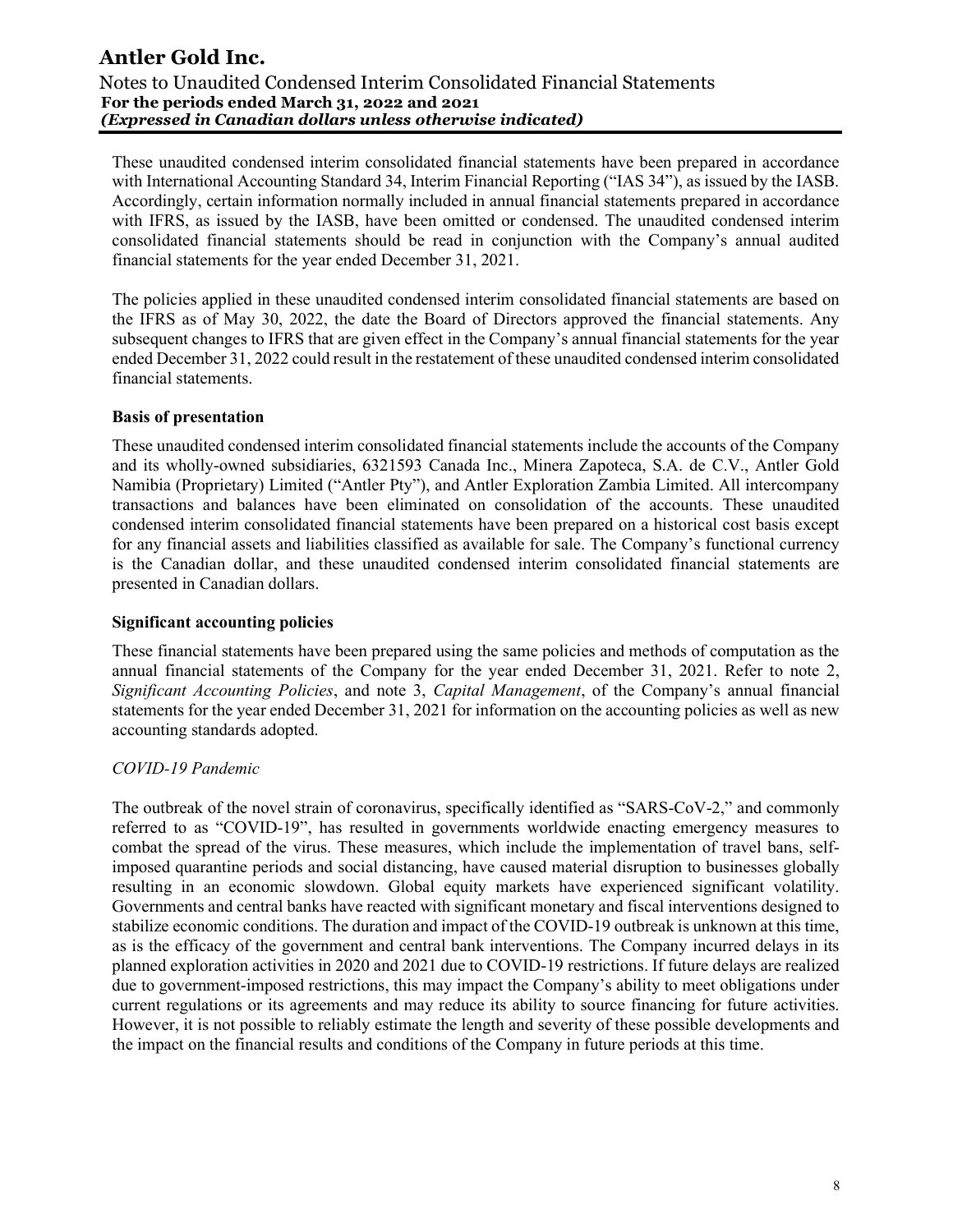These unaudited condensed interim consolidated financial statements have been prepared in accordance with International Accounting Standard 34, Interim Financial Reporting ("IAS 34"), as issued by the IASB. Accordingly, certain information normally included in annual financial statements prepared in accordance with IFRS, as issued by the IASB, have been omitted or condensed. The unaudited condensed interim consolidated financial statements should be read in conjunction with the Company's annual audited financial statements for the year ended December 31, 2021.

The policies applied in these unaudited condensed interim consolidated financial statements are based on the IFRS as of May 30, 2022, the date the Board of Directors approved the financial statements. Any subsequent changes to IFRS that are given effect in the Company's annual financial statements for the year ended December 31, 2022 could result in the restatement of these unaudited condensed interim consolidated financial statements.

**Basis of presentation**

These unaudited condensed interim consolidated financial statements include the accounts of the Company and its wholly-owned subsidiaries, 6321593 Canada Inc., Minera Zapoteca, S.A. de C.V., Antler Gold Namibia (Proprietary) Limited ("Antler Pty"), and Antler Exploration Zambia Limited. All intercompany transactions and balances have been eliminated on consolidation of the accounts. These unaudited condensed interim consolidated financial statements have been prepared on a historical cost basis except for any financial assets and liabilities classified as available for sale. The Company's functional currency is the Canadian dollar, and these unaudited condensed interim consolidated financial statements are presented in Canadian dollars.

**Significant accounting policies**

These financial statements have been prepared using the same policies and methods of computation as the annual financial statements of the Company for the year ended December 31, 2021. Refer to note 2, *Significant Accounting Policies*, and note 3, *Capital Management*, of the Company's annual financial statements for the year ended December 31, 2021 for information on the accounting policies as well as new accounting standards adopted.

*COVID-19 Pandemic*

The outbreak of the novel strain of coronavirus, specifically identified as "SARS-CoV-2," and commonly referred to as "COVID-19", has resulted in governments worldwide enacting emergency measures to combat the spread of the virus. These measures, which include the implementation of travel bans, self-imposed quarantine periods and social distancing, have caused material disruption to businesses globally resulting in an economic slowdown. Global equity markets have experienced significant volatility. Governments and central banks have reacted with significant monetary and fiscal interventions designed to stabilize economic conditions. The duration and impact of the COVID-19 outbreak is unknown at this time, as is the efficacy of the government and central bank interventions. The Company incurred delays in its planned exploration activities in 2020 and 2021 due to COVID-19 restrictions. If future delays are realized due to government-imposed restrictions, this may impact the Company's ability to meet obligations under current regulations or its agreements and may reduce its ability to source financing for future activities. However, it is not possible to reliably estimate the length and severity of these possible developments and the impact on the financial results and conditions of the Company in future periods at this time.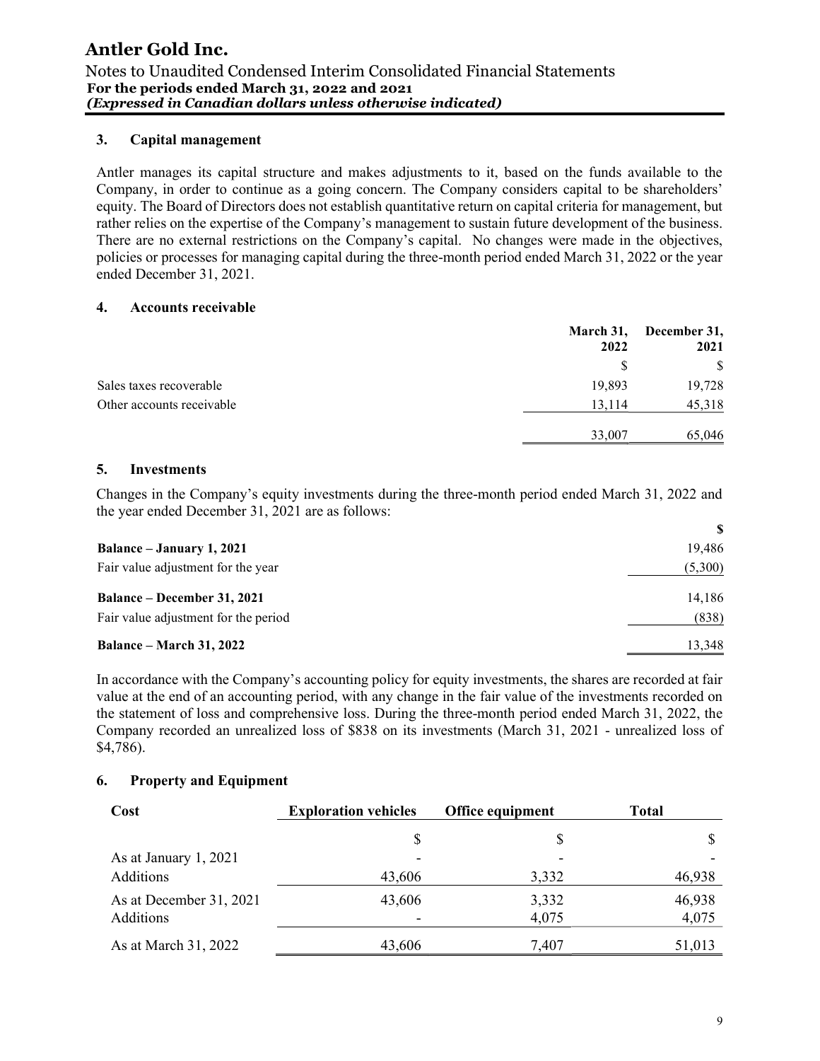## 3. Capital management

Antler manages its capital structure and makes adjustments to it, based on the funds available to the Company, in order to continue as a going concern. The Company considers capital to be shareholders' equity. The Board of Directors does not establish quantitative return on capital criteria for management, but rather relies on the expertise of the Company's management to sustain future development of the business. There are no external restrictions on the Company's capital. No changes were made in the objectives, policies or processes for managing capital during the three-month period ended March 31, 2022 or the year ended December 31, 2021.

## 4. Accounts receivable

| | March 31, 2022 | December 31, 2021 |
|---|---|---|
| | $ | $ |
| Sales taxes recoverable | 19,893 | 19,728 |
| Other accounts receivable | 13,114 | 45,318 |
| | 33,007 | 65,046 |

## 5. Investments

Changes in the Company's equity investments during the three-month period ended March 31, 2022 and the year ended December 31, 2021 are as follows:

| | $ |
|---|---|
| **Balance – January 1, 2021** | 19,486 |
| Fair value adjustment for the year | (5,300) |
| **Balance – December 31, 2021** | 14,186 |
| Fair value adjustment for the period | (838) |
| **Balance – March 31, 2022** | 13,348 |

In accordance with the Company's accounting policy for equity investments, the shares are recorded at fair value at the end of an accounting period, with any change in the fair value of the investments recorded on the statement of loss and comprehensive loss. During the three-month period ended March 31, 2022, the Company recorded an unrealized loss of $838 on its investments (March 31, 2021 - unrealized loss of $4,786).

## 6. Property and Equipment

| Cost | Exploration vehicles | Office equipment | Total |
|---|---|---|---|
| | $ | $ | $ |
| As at January 1, 2021 | - | - | - |
| Additions | 43,606 | 3,332 | 46,938 |
| As at December 31, 2021 | 43,606 | 3,332 | 46,938 |
| Additions | - | 4,075 | 4,075 |
| As at March 31, 2022 | 43,606 | 7,407 | 51,013 |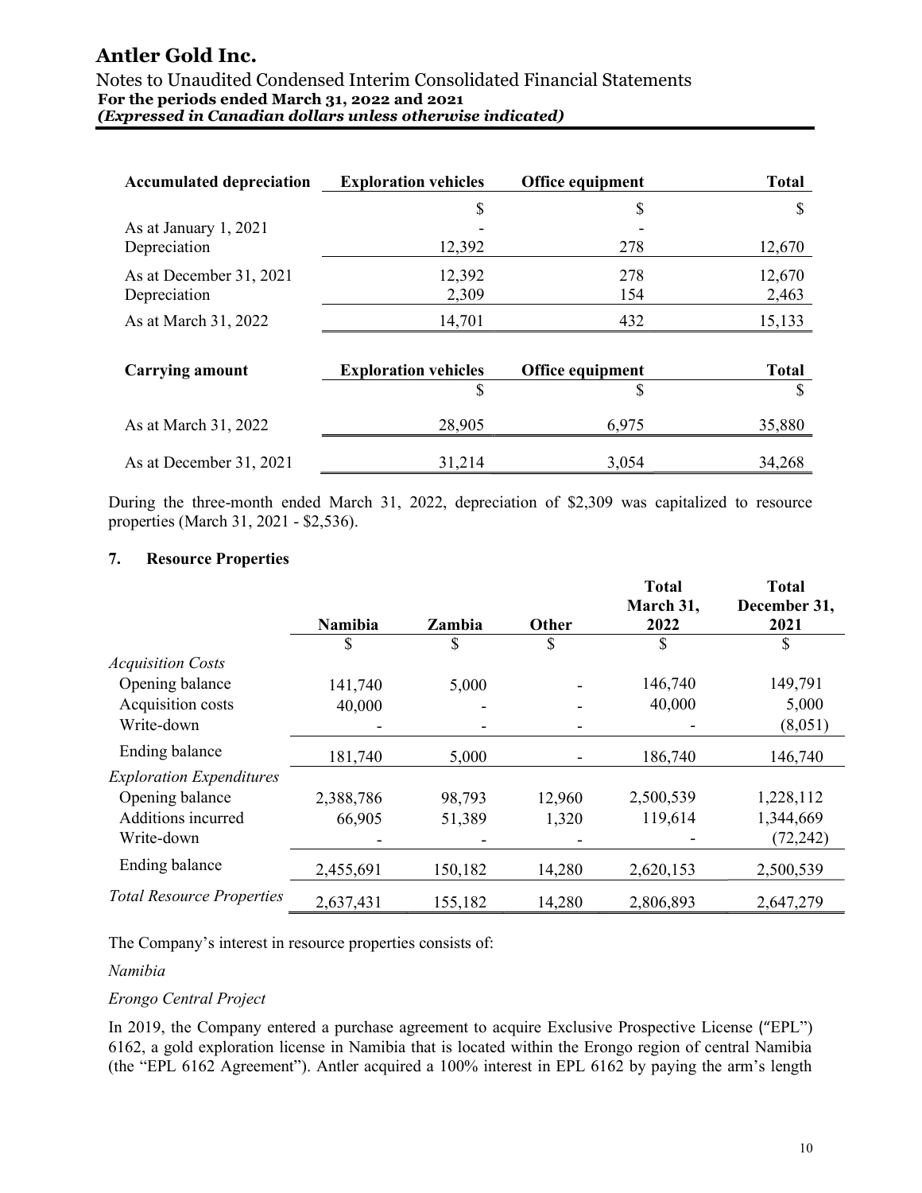| Accumulated depreciation | Exploration vehicles | Office equipment | Total |
|---|---|---|---|
| | $ | $ | $ |
| As at January 1, 2021 | - | - | |
| Depreciation | 12,392 | 278 | 12,670 |
| As at December 31, 2021 | 12,392 | 278 | 12,670 |
| Depreciation | 2,309 | 154 | 2,463 |
| As at March 31, 2022 | 14,701 | 432 | 15,133 |

| Carrying amount | Exploration vehicles | Office equipment | Total |
|---|---|---|---|
| | $ | $ | $ |
| As at March 31, 2022 | 28,905 | 6,975 | 35,880 |
| As at December 31, 2021 | 31,214 | 3,054 | 34,268 |

During the three-month ended March 31, 2022, depreciation of $2,309 was capitalized to resource properties (March 31, 2021 - $2,536).

## 7. Resource Properties

| | Namibia | Zambia | Other | Total March 31, 2022 | Total December 31, 2021 |
|---|---|---|---|---|---|
| | $ | $ | $ | $ | $ |
| *Acquisition Costs* | | | | | |
| Opening balance | 141,740 | 5,000 | - | 146,740 | 149,791 |
| Acquisition costs | 40,000 | - | - | 40,000 | 5,000 |
| Write-down | - | - | - | - | (8,051) |
| Ending balance | 181,740 | 5,000 | - | 186,740 | 146,740 |
| *Exploration Expenditures* | | | | | |
| Opening balance | 2,388,786 | 98,793 | 12,960 | 2,500,539 | 1,228,112 |
| Additions incurred | 66,905 | 51,389 | 1,320 | 119,614 | 1,344,669 |
| Write-down | - | - | - | - | (72,242) |
| Ending balance | 2,455,691 | 150,182 | 14,280 | 2,620,153 | 2,500,539 |
| *Total Resource Properties* | 2,637,431 | 155,182 | 14,280 | 2,806,893 | 2,647,279 |

The Company's interest in resource properties consists of:

*Namibia*

*Erongo Central Project*

In 2019, the Company entered a purchase agreement to acquire Exclusive Prospective License ("EPL") 6162, a gold exploration license in Namibia that is located within the Erongo region of central Namibia (the "EPL 6162 Agreement"). Antler acquired a 100% interest in EPL 6162 by paying the arm's length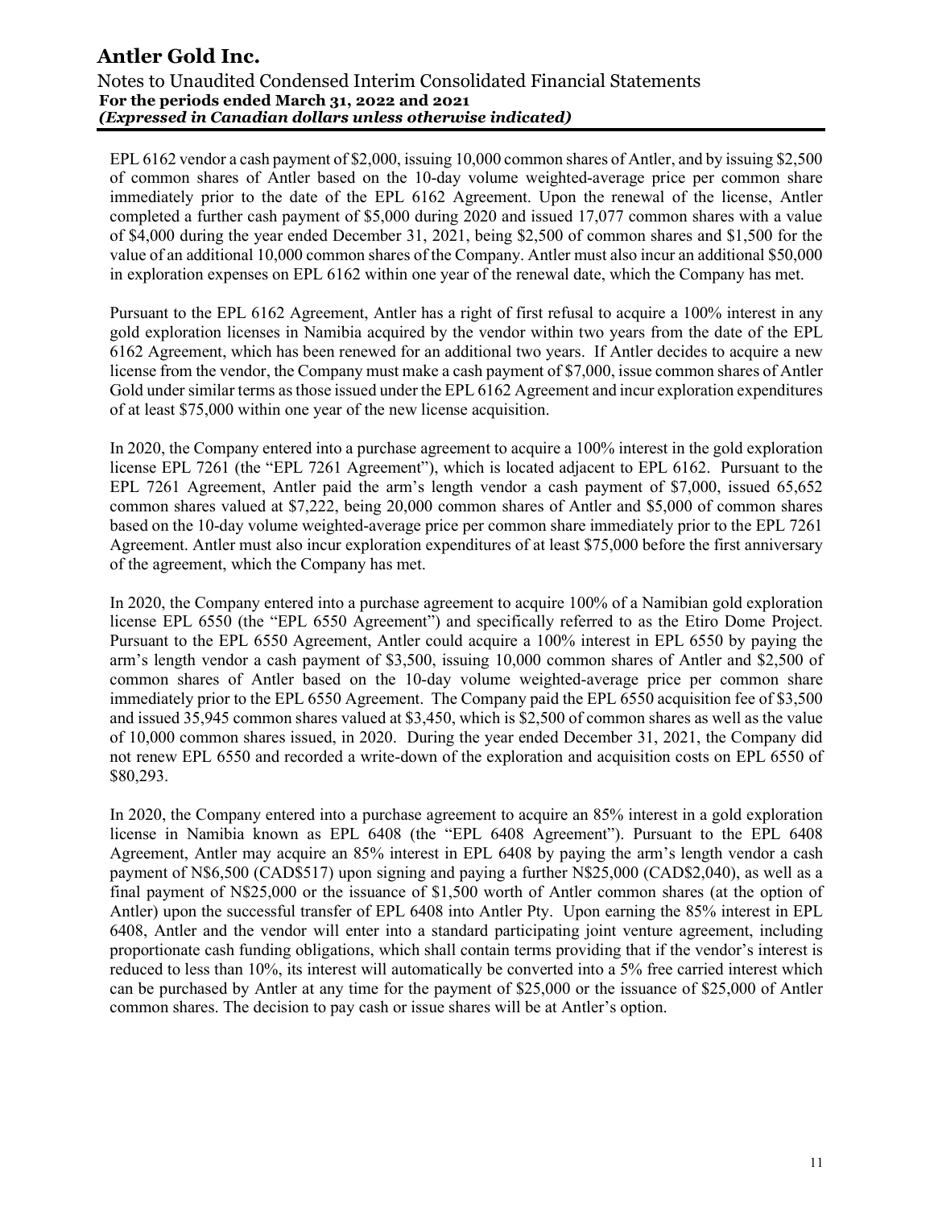EPL 6162 vendor a cash payment of $2,000, issuing 10,000 common shares of Antler, and by issuing $2,500 of common shares of Antler based on the 10-day volume weighted-average price per common share immediately prior to the date of the EPL 6162 Agreement. Upon the renewal of the license, Antler completed a further cash payment of $5,000 during 2020 and issued 17,077 common shares with a value of $4,000 during the year ended December 31, 2021, being $2,500 of common shares and $1,500 for the value of an additional 10,000 common shares of the Company. Antler must also incur an additional $50,000 in exploration expenses on EPL 6162 within one year of the renewal date, which the Company has met.

Pursuant to the EPL 6162 Agreement, Antler has a right of first refusal to acquire a 100% interest in any gold exploration licenses in Namibia acquired by the vendor within two years from the date of the EPL 6162 Agreement, which has been renewed for an additional two years. If Antler decides to acquire a new license from the vendor, the Company must make a cash payment of $7,000, issue common shares of Antler Gold under similar terms as those issued under the EPL 6162 Agreement and incur exploration expenditures of at least $75,000 within one year of the new license acquisition.

In 2020, the Company entered into a purchase agreement to acquire a 100% interest in the gold exploration license EPL 7261 (the "EPL 7261 Agreement"), which is located adjacent to EPL 6162. Pursuant to the EPL 7261 Agreement, Antler paid the arm's length vendor a cash payment of $7,000, issued 65,652 common shares valued at $7,222, being 20,000 common shares of Antler and $5,000 of common shares based on the 10-day volume weighted-average price per common share immediately prior to the EPL 7261 Agreement. Antler must also incur exploration expenditures of at least $75,000 before the first anniversary of the agreement, which the Company has met.

In 2020, the Company entered into a purchase agreement to acquire 100% of a Namibian gold exploration license EPL 6550 (the "EPL 6550 Agreement") and specifically referred to as the Etiro Dome Project. Pursuant to the EPL 6550 Agreement, Antler could acquire a 100% interest in EPL 6550 by paying the arm's length vendor a cash payment of $3,500, issuing 10,000 common shares of Antler and $2,500 of common shares of Antler based on the 10-day volume weighted-average price per common share immediately prior to the EPL 6550 Agreement. The Company paid the EPL 6550 acquisition fee of $3,500 and issued 35,945 common shares valued at $3,450, which is $2,500 of common shares as well as the value of 10,000 common shares issued, in 2020. During the year ended December 31, 2021, the Company did not renew EPL 6550 and recorded a write-down of the exploration and acquisition costs on EPL 6550 of $80,293.

In 2020, the Company entered into a purchase agreement to acquire an 85% interest in a gold exploration license in Namibia known as EPL 6408 (the "EPL 6408 Agreement"). Pursuant to the EPL 6408 Agreement, Antler may acquire an 85% interest in EPL 6408 by paying the arm's length vendor a cash payment of N$6,500 (CAD$517) upon signing and paying a further N$25,000 (CAD$2,040), as well as a final payment of N$25,000 or the issuance of $1,500 worth of Antler common shares (at the option of Antler) upon the successful transfer of EPL 6408 into Antler Pty. Upon earning the 85% interest in EPL 6408, Antler and the vendor will enter into a standard participating joint venture agreement, including proportionate cash funding obligations, which shall contain terms providing that if the vendor's interest is reduced to less than 10%, its interest will automatically be converted into a 5% free carried interest which can be purchased by Antler at any time for the payment of $25,000 or the issuance of $25,000 of Antler common shares. The decision to pay cash or issue shares will be at Antler's option.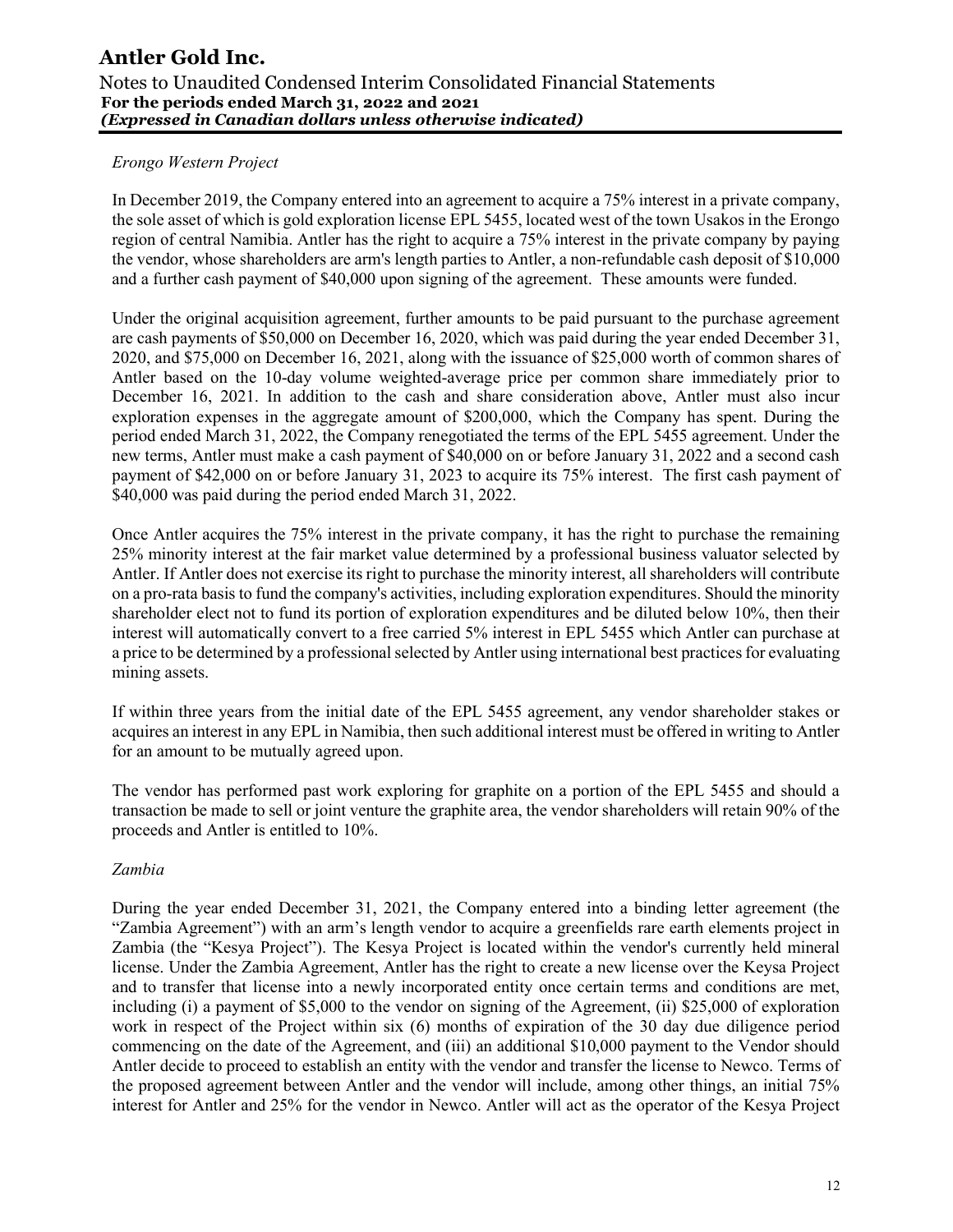*Erongo Western Project*

In December 2019, the Company entered into an agreement to acquire a 75% interest in a private company, the sole asset of which is gold exploration license EPL 5455, located west of the town Usakos in the Erongo region of central Namibia. Antler has the right to acquire a 75% interest in the private company by paying the vendor, whose shareholders are arm's length parties to Antler, a non-refundable cash deposit of $10,000 and a further cash payment of $40,000 upon signing of the agreement. These amounts were funded.

Under the original acquisition agreement, further amounts to be paid pursuant to the purchase agreement are cash payments of $50,000 on December 16, 2020, which was paid during the year ended December 31, 2020, and $75,000 on December 16, 2021, along with the issuance of $25,000 worth of common shares of Antler based on the 10-day volume weighted-average price per common share immediately prior to December 16, 2021. In addition to the cash and share consideration above, Antler must also incur exploration expenses in the aggregate amount of $200,000, which the Company has spent. During the period ended March 31, 2022, the Company renegotiated the terms of the EPL 5455 agreement. Under the new terms, Antler must make a cash payment of $40,000 on or before January 31, 2022 and a second cash payment of $42,000 on or before January 31, 2023 to acquire its 75% interest. The first cash payment of $40,000 was paid during the period ended March 31, 2022.

Once Antler acquires the 75% interest in the private company, it has the right to purchase the remaining 25% minority interest at the fair market value determined by a professional business valuator selected by Antler. If Antler does not exercise its right to purchase the minority interest, all shareholders will contribute on a pro-rata basis to fund the company's activities, including exploration expenditures. Should the minority shareholder elect not to fund its portion of exploration expenditures and be diluted below 10%, then their interest will automatically convert to a free carried 5% interest in EPL 5455 which Antler can purchase at a price to be determined by a professional selected by Antler using international best practices for evaluating mining assets.

If within three years from the initial date of the EPL 5455 agreement, any vendor shareholder stakes or acquires an interest in any EPL in Namibia, then such additional interest must be offered in writing to Antler for an amount to be mutually agreed upon.

The vendor has performed past work exploring for graphite on a portion of the EPL 5455 and should a transaction be made to sell or joint venture the graphite area, the vendor shareholders will retain 90% of the proceeds and Antler is entitled to 10%.

*Zambia*

During the year ended December 31, 2021, the Company entered into a binding letter agreement (the "Zambia Agreement") with an arm's length vendor to acquire a greenfields rare earth elements project in Zambia (the "Kesya Project"). The Kesya Project is located within the vendor's currently held mineral license. Under the Zambia Agreement, Antler has the right to create a new license over the Keysa Project and to transfer that license into a newly incorporated entity once certain terms and conditions are met, including (i) a payment of $5,000 to the vendor on signing of the Agreement, (ii) $25,000 of exploration work in respect of the Project within six (6) months of expiration of the 30 day due diligence period commencing on the date of the Agreement, and (iii) an additional $10,000 payment to the Vendor should Antler decide to proceed to establish an entity with the vendor and transfer the license to Newco. Terms of the proposed agreement between Antler and the vendor will include, among other things, an initial 75% interest for Antler and 25% for the vendor in Newco. Antler will act as the operator of the Kesya Project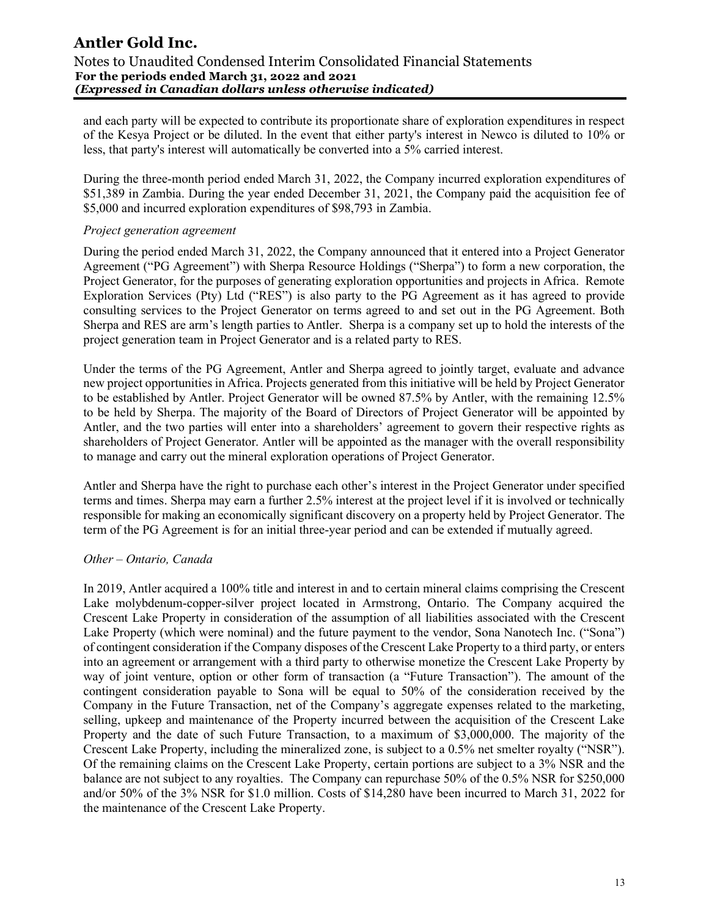and each party will be expected to contribute its proportionate share of exploration expenditures in respect of the Kesya Project or be diluted. In the event that either party's interest in Newco is diluted to 10% or less, that party's interest will automatically be converted into a 5% carried interest.

During the three-month period ended March 31, 2022, the Company incurred exploration expenditures of $51,389 in Zambia. During the year ended December 31, 2021, the Company paid the acquisition fee of $5,000 and incurred exploration expenditures of $98,793 in Zambia.

*Project generation agreement*

During the period ended March 31, 2022, the Company announced that it entered into a Project Generator Agreement ("PG Agreement") with Sherpa Resource Holdings ("Sherpa") to form a new corporation, the Project Generator, for the purposes of generating exploration opportunities and projects in Africa. Remote Exploration Services (Pty) Ltd ("RES") is also party to the PG Agreement as it has agreed to provide consulting services to the Project Generator on terms agreed to and set out in the PG Agreement. Both Sherpa and RES are arm's length parties to Antler. Sherpa is a company set up to hold the interests of the project generation team in Project Generator and is a related party to RES.

Under the terms of the PG Agreement, Antler and Sherpa agreed to jointly target, evaluate and advance new project opportunities in Africa. Projects generated from this initiative will be held by Project Generator to be established by Antler. Project Generator will be owned 87.5% by Antler, with the remaining 12.5% to be held by Sherpa. The majority of the Board of Directors of Project Generator will be appointed by Antler, and the two parties will enter into a shareholders' agreement to govern their respective rights as shareholders of Project Generator. Antler will be appointed as the manager with the overall responsibility to manage and carry out the mineral exploration operations of Project Generator.

Antler and Sherpa have the right to purchase each other's interest in the Project Generator under specified terms and times. Sherpa may earn a further 2.5% interest at the project level if it is involved or technically responsible for making an economically significant discovery on a property held by Project Generator. The term of the PG Agreement is for an initial three-year period and can be extended if mutually agreed.

*Other – Ontario, Canada*

In 2019, Antler acquired a 100% title and interest in and to certain mineral claims comprising the Crescent Lake molybdenum-copper-silver project located in Armstrong, Ontario. The Company acquired the Crescent Lake Property in consideration of the assumption of all liabilities associated with the Crescent Lake Property (which were nominal) and the future payment to the vendor, Sona Nanotech Inc. ("Sona") of contingent consideration if the Company disposes of the Crescent Lake Property to a third party, or enters into an agreement or arrangement with a third party to otherwise monetize the Crescent Lake Property by way of joint venture, option or other form of transaction (a "Future Transaction"). The amount of the contingent consideration payable to Sona will be equal to 50% of the consideration received by the Company in the Future Transaction, net of the Company's aggregate expenses related to the marketing, selling, upkeep and maintenance of the Property incurred between the acquisition of the Crescent Lake Property and the date of such Future Transaction, to a maximum of $3,000,000. The majority of the Crescent Lake Property, including the mineralized zone, is subject to a 0.5% net smelter royalty ("NSR"). Of the remaining claims on the Crescent Lake Property, certain portions are subject to a 3% NSR and the balance are not subject to any royalties. The Company can repurchase 50% of the 0.5% NSR for $250,000 and/or 50% of the 3% NSR for $1.0 million. Costs of $14,280 have been incurred to March 31, 2022 for the maintenance of the Crescent Lake Property.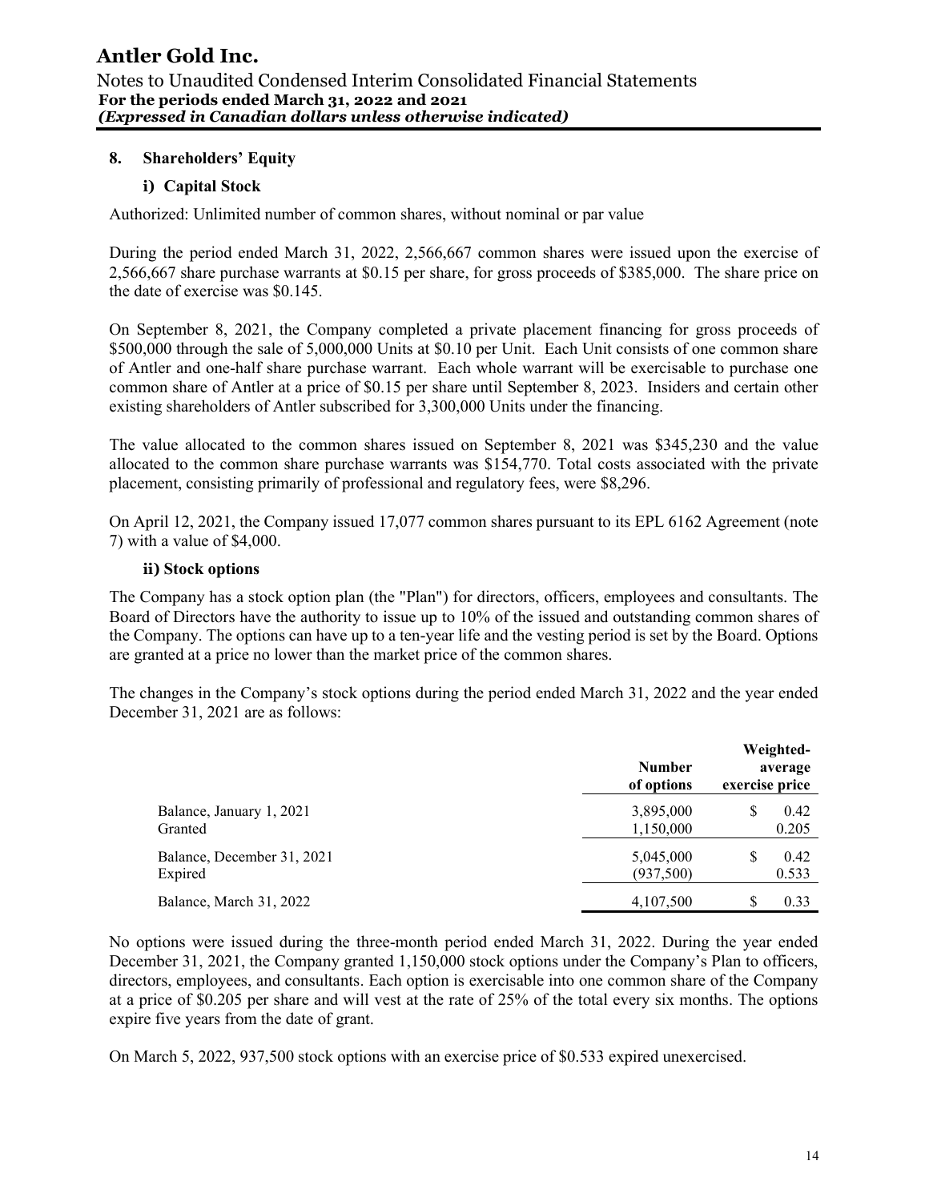## 8. Shareholders' Equity

### i) Capital Stock

Authorized: Unlimited number of common shares, without nominal or par value

During the period ended March 31, 2022, 2,566,667 common shares were issued upon the exercise of 2,566,667 share purchase warrants at $0.15 per share, for gross proceeds of $385,000. The share price on the date of exercise was $0.145.

On September 8, 2021, the Company completed a private placement financing for gross proceeds of $500,000 through the sale of 5,000,000 Units at $0.10 per Unit. Each Unit consists of one common share of Antler and one-half share purchase warrant. Each whole warrant will be exercisable to purchase one common share of Antler at a price of $0.15 per share until September 8, 2023. Insiders and certain other existing shareholders of Antler subscribed for 3,300,000 Units under the financing.

The value allocated to the common shares issued on September 8, 2021 was $345,230 and the value allocated to the common share purchase warrants was $154,770. Total costs associated with the private placement, consisting primarily of professional and regulatory fees, were $8,296.

On April 12, 2021, the Company issued 17,077 common shares pursuant to its EPL 6162 Agreement (note 7) with a value of $4,000.

### ii) Stock options

The Company has a stock option plan (the "Plan") for directors, officers, employees and consultants. The Board of Directors have the authority to issue up to 10% of the issued and outstanding common shares of the Company. The options can have up to a ten-year life and the vesting period is set by the Board. Options are granted at a price no lower than the market price of the common shares.

The changes in the Company's stock options during the period ended March 31, 2022 and the year ended December 31, 2021 are as follows:

| | Number of options | Weighted-average exercise price |
|---|---|---|
| Balance, January 1, 2021 | 3,895,000 | $ 0.42 |
| Granted | 1,150,000 | 0.205 |
| Balance, December 31, 2021 | 5,045,000 | $ 0.42 |
| Expired | (937,500) | 0.533 |
| Balance, March 31, 2022 | 4,107,500 | $ 0.33 |

No options were issued during the three-month period ended March 31, 2022. During the year ended December 31, 2021, the Company granted 1,150,000 stock options under the Company's Plan to officers, directors, employees, and consultants. Each option is exercisable into one common share of the Company at a price of $0.205 per share and will vest at the rate of 25% of the total every six months. The options expire five years from the date of grant.

On March 5, 2022, 937,500 stock options with an exercise price of $0.533 expired unexercised.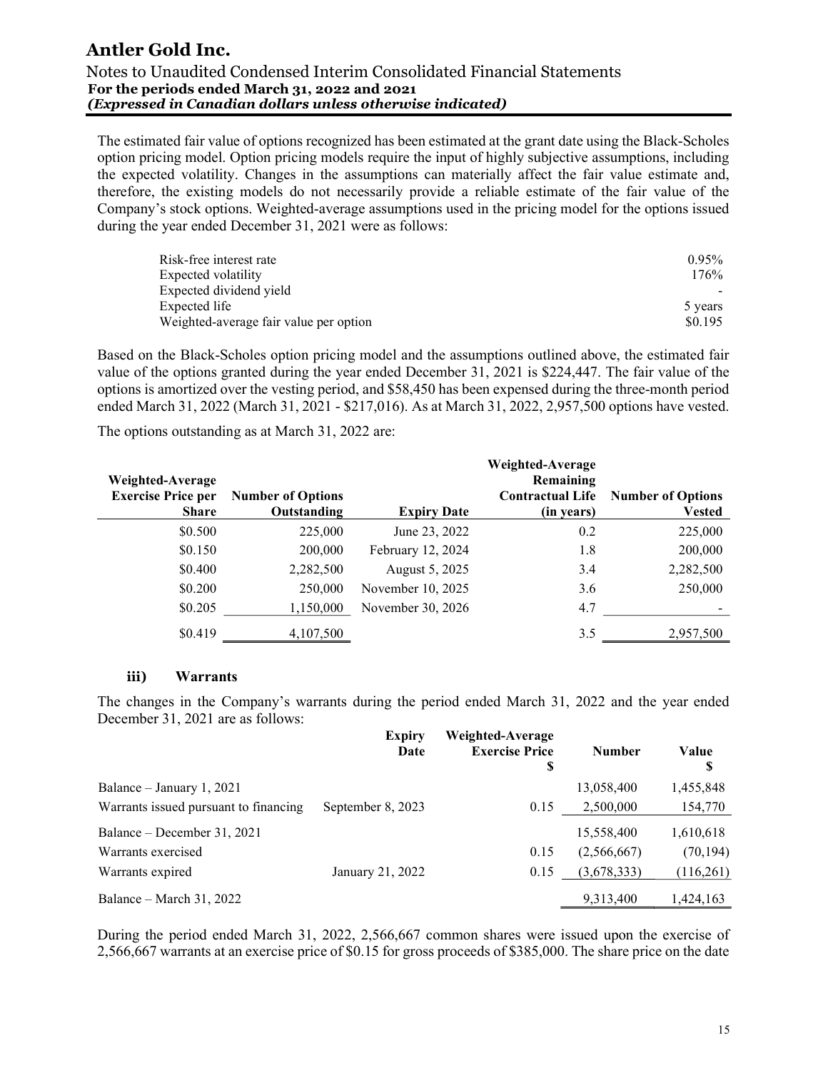The estimated fair value of options recognized has been estimated at the grant date using the Black-Scholes option pricing model. Option pricing models require the input of highly subjective assumptions, including the expected volatility. Changes in the assumptions can materially affect the fair value estimate and, therefore, the existing models do not necessarily provide a reliable estimate of the fair value of the Company's stock options. Weighted-average assumptions used in the pricing model for the options issued during the year ended December 31, 2021 were as follows:

| | |
|---|---|
| Risk-free interest rate | 0.95% |
| Expected volatility | 176% |
| Expected dividend yield | - |
| Expected life | 5 years |
| Weighted-average fair value per option | $0.195 |

Based on the Black-Scholes option pricing model and the assumptions outlined above, the estimated fair value of the options granted during the year ended December 31, 2021 is $224,447. The fair value of the options is amortized over the vesting period, and $58,450 has been expensed during the three-month period ended March 31, 2022 (March 31, 2021 - $217,016). As at March 31, 2022, 2,957,500 options have vested.

The options outstanding as at March 31, 2022 are:

| Weighted-Average Exercise Price per Share | Number of Options Outstanding | Expiry Date | Weighted-Average Remaining Contractual Life (in years) | Number of Options Vested |
|---|---|---|---|---|
| $0.500 | 225,000 | June 23, 2022 | 0.2 | 225,000 |
| $0.150 | 200,000 | February 12, 2024 | 1.8 | 200,000 |
| $0.400 | 2,282,500 | August 5, 2025 | 3.4 | 2,282,500 |
| $0.200 | 250,000 | November 10, 2025 | 3.6 | 250,000 |
| $0.205 | 1,150,000 | November 30, 2026 | 4.7 | - |
| $0.419 | 4,107,500 | | 3.5 | 2,957,500 |

### iii) Warrants

The changes in the Company's warrants during the period ended March 31, 2022 and the year ended December 31, 2021 are as follows:

| | Expiry Date | Weighted-Average Exercise Price $ | Number | Value $ |
|---|---|---|---|---|
| Balance – January 1, 2021 | | | 13,058,400 | 1,455,848 |
| Warrants issued pursuant to financing | September 8, 2023 | 0.15 | 2,500,000 | 154,770 |
| Balance – December 31, 2021 | | | 15,558,400 | 1,610,618 |
| Warrants exercised | | 0.15 | (2,566,667) | (70,194) |
| Warrants expired | January 21, 2022 | 0.15 | (3,678,333) | (116,261) |
| Balance – March 31, 2022 | | | 9,313,400 | 1,424,163 |

During the period ended March 31, 2022, 2,566,667 common shares were issued upon the exercise of 2,566,667 warrants at an exercise price of $0.15 for gross proceeds of $385,000. The share price on the date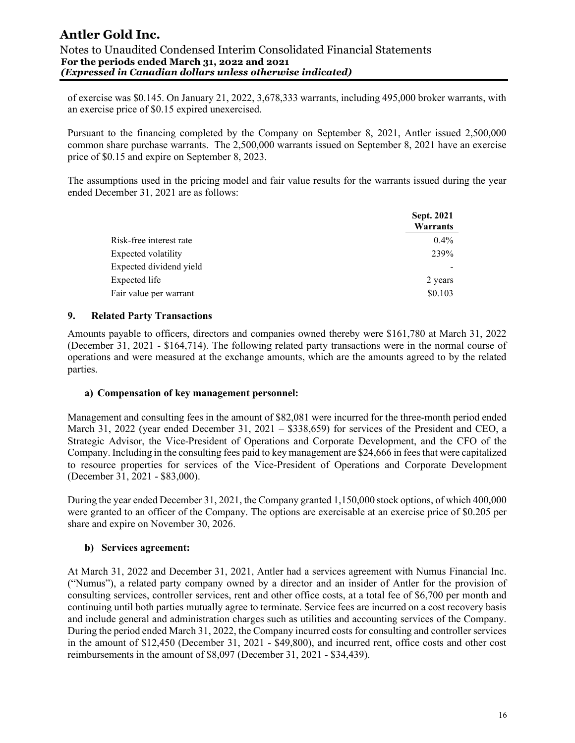of exercise was $0.145. On January 21, 2022, 3,678,333 warrants, including 495,000 broker warrants, with an exercise price of $0.15 expired unexercised.

Pursuant to the financing completed by the Company on September 8, 2021, Antler issued 2,500,000 common share purchase warrants. The 2,500,000 warrants issued on September 8, 2021 have an exercise price of $0.15 and expire on September 8, 2023.

The assumptions used in the pricing model and fair value results for the warrants issued during the year ended December 31, 2021 are as follows:

| | Sept. 2021 Warrants |
|---|---|
| Risk-free interest rate | 0.4% |
| Expected volatility | 239% |
| Expected dividend yield | - |
| Expected life | 2 years |
| Fair value per warrant | $0.103 |

## 9. Related Party Transactions

Amounts payable to officers, directors and companies owned thereby were $161,780 at March 31, 2022 (December 31, 2021 - $164,714). The following related party transactions were in the normal course of operations and were measured at the exchange amounts, which are the amounts agreed to by the related parties.

### a) Compensation of key management personnel:

Management and consulting fees in the amount of $82,081 were incurred for the three-month period ended March 31, 2022 (year ended December 31, 2021 – $338,659) for services of the President and CEO, a Strategic Advisor, the Vice-President of Operations and Corporate Development, and the CFO of the Company. Including in the consulting fees paid to key management are $24,666 in fees that were capitalized to resource properties for services of the Vice-President of Operations and Corporate Development (December 31, 2021 - $83,000).

During the year ended December 31, 2021, the Company granted 1,150,000 stock options, of which 400,000 were granted to an officer of the Company. The options are exercisable at an exercise price of $0.205 per share and expire on November 30, 2026.

### b) Services agreement:

At March 31, 2022 and December 31, 2021, Antler had a services agreement with Numus Financial Inc. ("Numus"), a related party company owned by a director and an insider of Antler for the provision of consulting services, controller services, rent and other office costs, at a total fee of $6,700 per month and continuing until both parties mutually agree to terminate. Service fees are incurred on a cost recovery basis and include general and administration charges such as utilities and accounting services of the Company. During the period ended March 31, 2022, the Company incurred costs for consulting and controller services in the amount of $12,450 (December 31, 2021 - $49,800), and incurred rent, office costs and other cost reimbursements in the amount of $8,097 (December 31, 2021 - $34,439).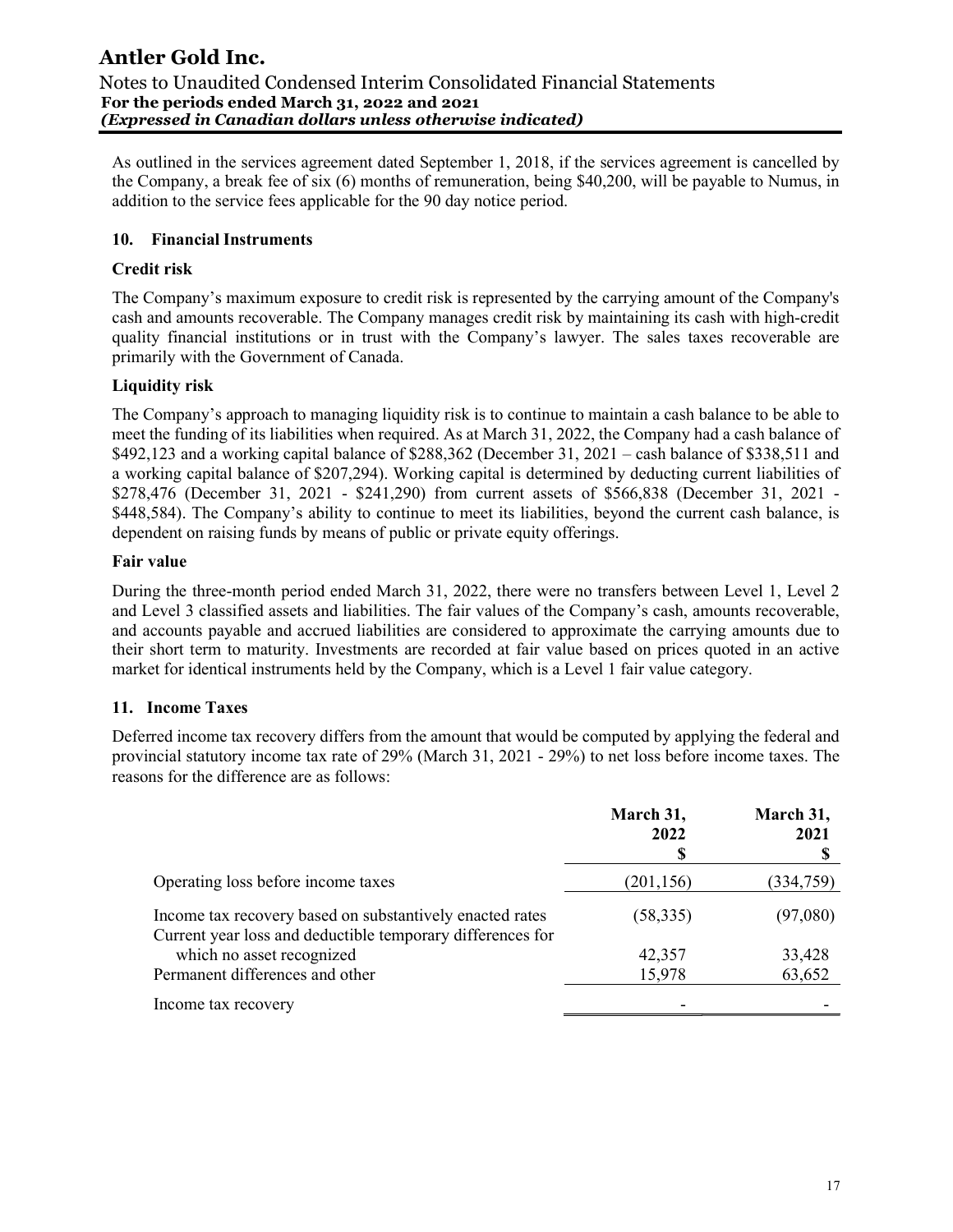As outlined in the services agreement dated September 1, 2018, if the services agreement is cancelled by the Company, a break fee of six (6) months of remuneration, being $40,200, will be payable to Numus, in addition to the service fees applicable for the 90 day notice period.

## 10. Financial Instruments

### Credit risk

The Company's maximum exposure to credit risk is represented by the carrying amount of the Company's cash and amounts recoverable. The Company manages credit risk by maintaining its cash with high-credit quality financial institutions or in trust with the Company's lawyer. The sales taxes recoverable are primarily with the Government of Canada.

### Liquidity risk

The Company's approach to managing liquidity risk is to continue to maintain a cash balance to be able to meet the funding of its liabilities when required. As at March 31, 2022, the Company had a cash balance of $492,123 and a working capital balance of $288,362 (December 31, 2021 – cash balance of $338,511 and a working capital balance of $207,294). Working capital is determined by deducting current liabilities of $278,476 (December 31, 2021 - $241,290) from current assets of $566,838 (December 31, 2021 - $448,584). The Company's ability to continue to meet its liabilities, beyond the current cash balance, is dependent on raising funds by means of public or private equity offerings.

### Fair value

During the three-month period ended March 31, 2022, there were no transfers between Level 1, Level 2 and Level 3 classified assets and liabilities. The fair values of the Company's cash, amounts recoverable, and accounts payable and accrued liabilities are considered to approximate the carrying amounts due to their short term to maturity. Investments are recorded at fair value based on prices quoted in an active market for identical instruments held by the Company, which is a Level 1 fair value category.

## 11. Income Taxes

Deferred income tax recovery differs from the amount that would be computed by applying the federal and provincial statutory income tax rate of 29% (March 31, 2021 - 29%) to net loss before income taxes. The reasons for the difference are as follows:

| | March 31, 2022 $ | March 31, 2021 $ |
|---|---|---|
| Operating loss before income taxes | (201,156) | (334,759) |
| Income tax recovery based on substantively enacted rates | (58,335) | (97,080) |
| Current year loss and deductible temporary differences for which no asset recognized | 42,357 | 33,428 |
| Permanent differences and other | 15,978 | 63,652 |
| Income tax recovery | - | - |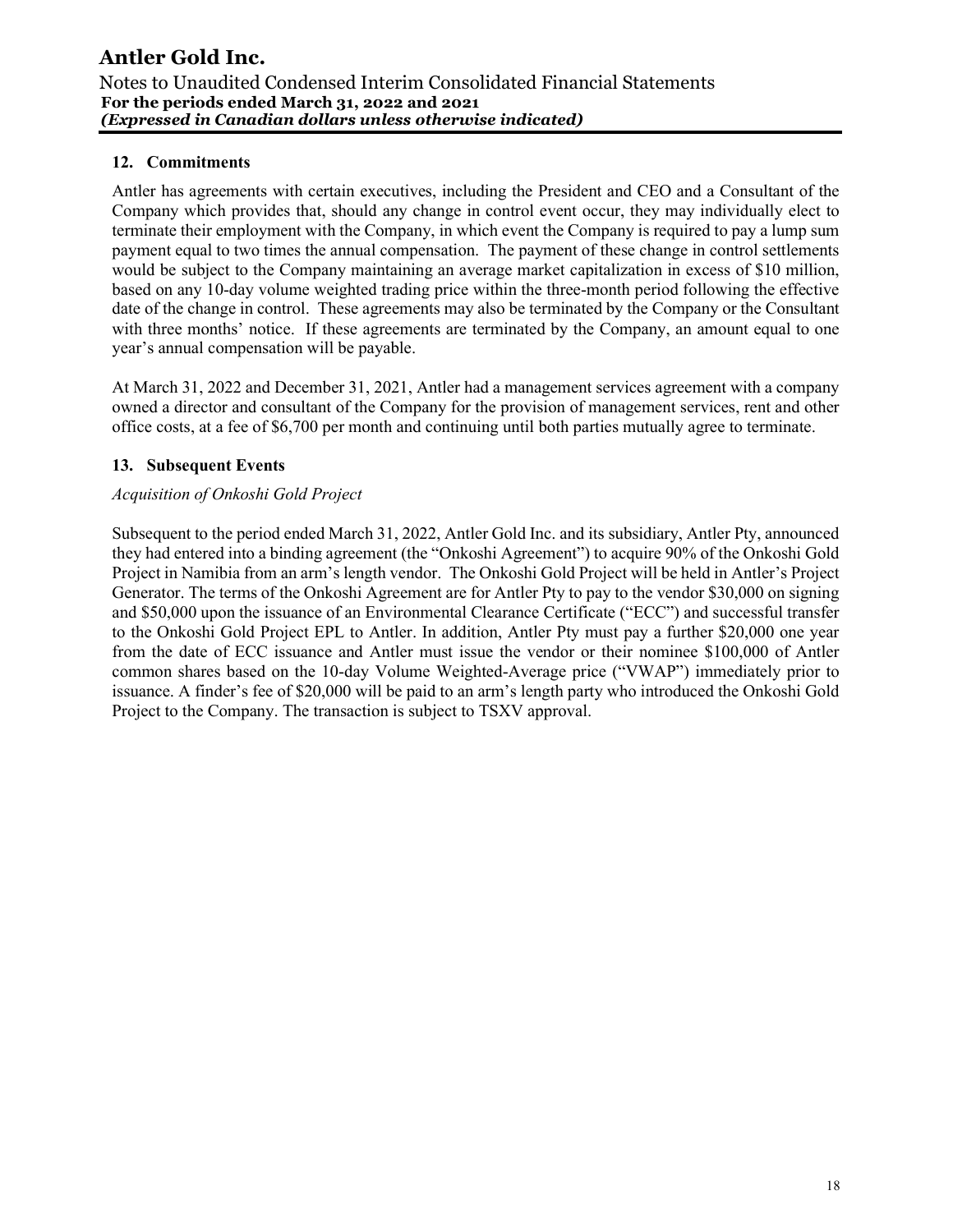## 12. Commitments

Antler has agreements with certain executives, including the President and CEO and a Consultant of the Company which provides that, should any change in control event occur, they may individually elect to terminate their employment with the Company, in which event the Company is required to pay a lump sum payment equal to two times the annual compensation. The payment of these change in control settlements would be subject to the Company maintaining an average market capitalization in excess of $10 million, based on any 10-day volume weighted trading price within the three-month period following the effective date of the change in control. These agreements may also be terminated by the Company or the Consultant with three months' notice. If these agreements are terminated by the Company, an amount equal to one year's annual compensation will be payable.

At March 31, 2022 and December 31, 2021, Antler had a management services agreement with a company owned a director and consultant of the Company for the provision of management services, rent and other office costs, at a fee of $6,700 per month and continuing until both parties mutually agree to terminate.

## 13. Subsequent Events

*Acquisition of Onkoshi Gold Project*

Subsequent to the period ended March 31, 2022, Antler Gold Inc. and its subsidiary, Antler Pty, announced they had entered into a binding agreement (the "Onkoshi Agreement") to acquire 90% of the Onkoshi Gold Project in Namibia from an arm's length vendor. The Onkoshi Gold Project will be held in Antler's Project Generator. The terms of the Onkoshi Agreement are for Antler Pty to pay to the vendor $30,000 on signing and $50,000 upon the issuance of an Environmental Clearance Certificate ("ECC") and successful transfer to the Onkoshi Gold Project EPL to Antler. In addition, Antler Pty must pay a further $20,000 one year from the date of ECC issuance and Antler must issue the vendor or their nominee $100,000 of Antler common shares based on the 10-day Volume Weighted-Average price ("VWAP") immediately prior to issuance. A finder's fee of $20,000 will be paid to an arm's length party who introduced the Onkoshi Gold Project to the Company. The transaction is subject to TSXV approval.